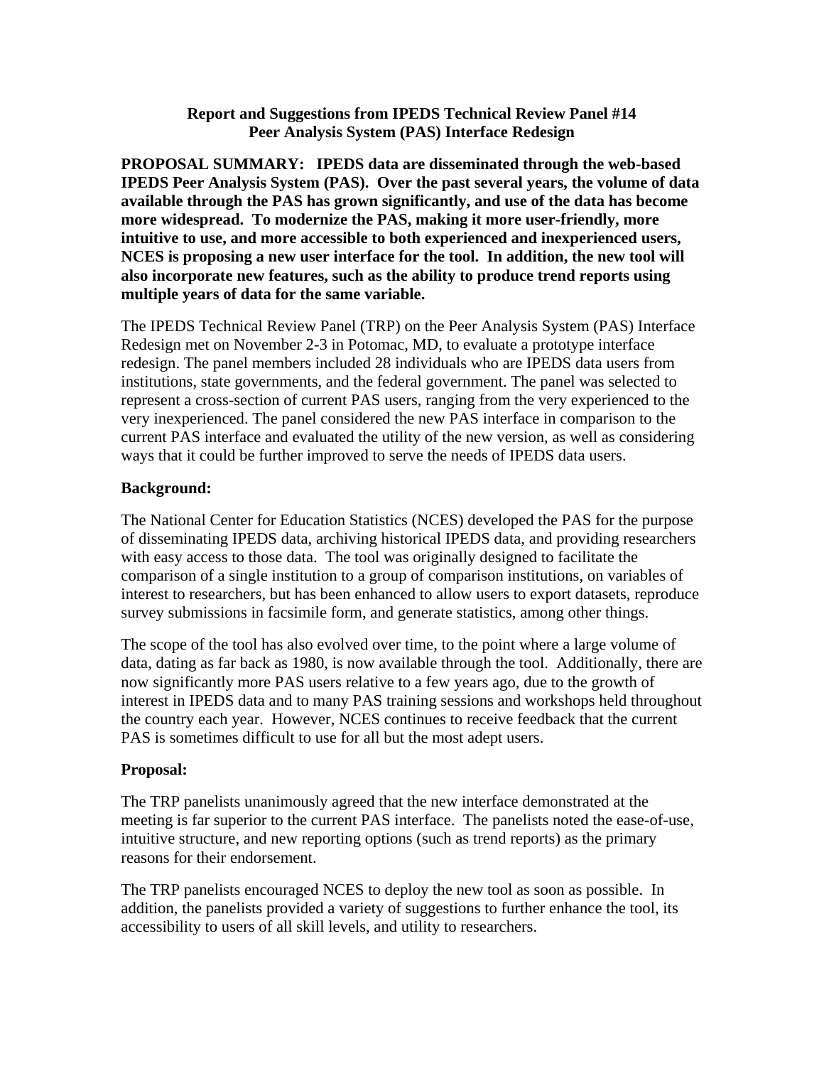**Report and Suggestions from IPEDS Technical Review Panel #14**
**Peer Analysis System (PAS) Interface Redesign**

**PROPOSAL SUMMARY: IPEDS data are disseminated through the web-based IPEDS Peer Analysis System (PAS). Over the past several years, the volume of data available through the PAS has grown significantly, and use of the data has become more widespread. To modernize the PAS, making it more user-friendly, more intuitive to use, and more accessible to both experienced and inexperienced users, NCES is proposing a new user interface for the tool. In addition, the new tool will also incorporate new features, such as the ability to produce trend reports using multiple years of data for the same variable.**

The IPEDS Technical Review Panel (TRP) on the Peer Analysis System (PAS) Interface Redesign met on November 2-3 in Potomac, MD, to evaluate a prototype interface redesign. The panel members included 28 individuals who are IPEDS data users from institutions, state governments, and the federal government. The panel was selected to represent a cross-section of current PAS users, ranging from the very experienced to the very inexperienced. The panel considered the new PAS interface in comparison to the current PAS interface and evaluated the utility of the new version, as well as considering ways that it could be further improved to serve the needs of IPEDS data users.

**Background:**

The National Center for Education Statistics (NCES) developed the PAS for the purpose of disseminating IPEDS data, archiving historical IPEDS data, and providing researchers with easy access to those data. The tool was originally designed to facilitate the comparison of a single institution to a group of comparison institutions, on variables of interest to researchers, but has been enhanced to allow users to export datasets, reproduce survey submissions in facsimile form, and generate statistics, among other things.

The scope of the tool has also evolved over time, to the point where a large volume of data, dating as far back as 1980, is now available through the tool. Additionally, there are now significantly more PAS users relative to a few years ago, due to the growth of interest in IPEDS data and to many PAS training sessions and workshops held throughout the country each year. However, NCES continues to receive feedback that the current PAS is sometimes difficult to use for all but the most adept users.

**Proposal:**

The TRP panelists unanimously agreed that the new interface demonstrated at the meeting is far superior to the current PAS interface. The panelists noted the ease-of-use, intuitive structure, and new reporting options (such as trend reports) as the primary reasons for their endorsement.

The TRP panelists encouraged NCES to deploy the new tool as soon as possible. In addition, the panelists provided a variety of suggestions to further enhance the tool, its accessibility to users of all skill levels, and utility to researchers.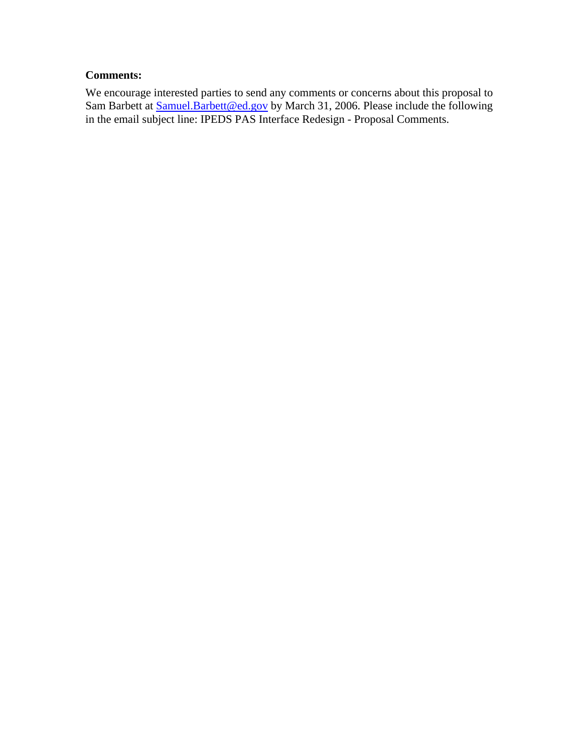**Comments:**

We encourage interested parties to send any comments or concerns about this proposal to Sam Barbett at Samuel.Barbett@ed.gov by March 31, 2006. Please include the following in the email subject line: IPEDS PAS Interface Redesign - Proposal Comments.